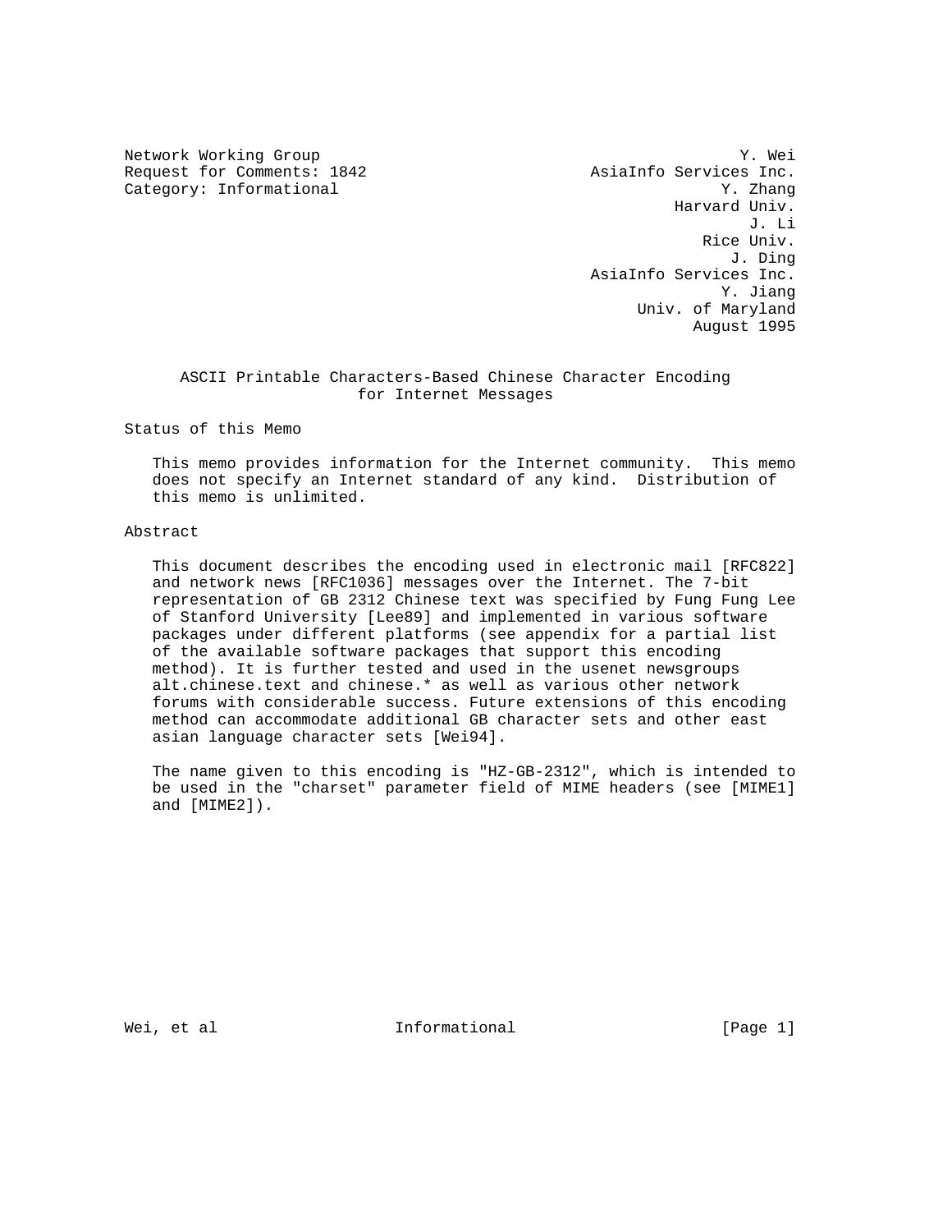Network Working Group Y. Wei
Request for Comments: 1842 AsiaInfo Services Inc.
Category: Informational Y. Zhang
Harvard Univ.
J. Li
Rice Univ.
J. Ding
AsiaInfo Services Inc.
Y. Jiang
Univ. of Maryland
August 1995

# ASCII Printable Characters-Based Chinese Character Encoding for Internet Messages

## Status of this Memo

This memo provides information for the Internet community. This memo does not specify an Internet standard of any kind. Distribution of this memo is unlimited.

## Abstract

This document describes the encoding used in electronic mail [RFC822] and network news [RFC1036] messages over the Internet. The 7-bit representation of GB 2312 Chinese text was specified by Fung Fung Lee of Stanford University [Lee89] and implemented in various software packages under different platforms (see appendix for a partial list of the available software packages that support this encoding method). It is further tested and used in the usenet newsgroups alt.chinese.text and chinese.* as well as various other network forums with considerable success. Future extensions of this encoding method can accommodate additional GB character sets and other east asian language character sets [Wei94].

The name given to this encoding is "HZ-GB-2312", which is intended to be used in the "charset" parameter field of MIME headers (see [MIME1] and [MIME2]).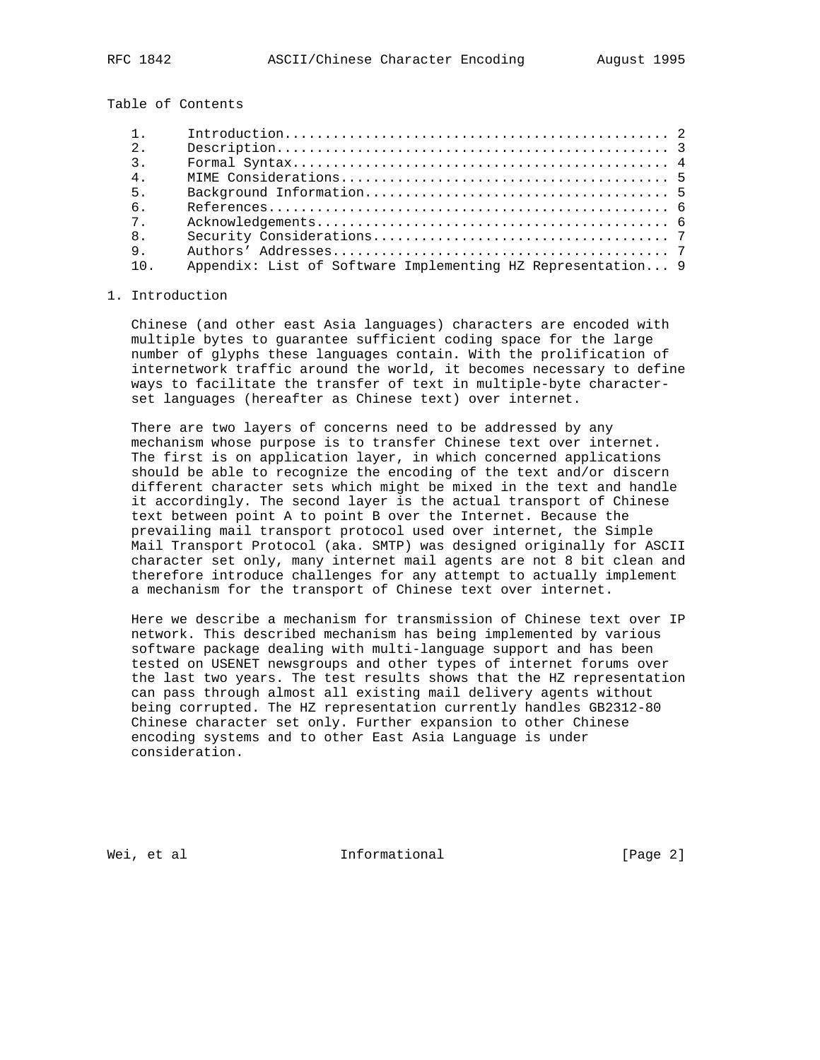Table of Contents

| | | |
|---|---|---|
| 1. | Introduction | 2 |
| 2. | Description | 3 |
| 3. | Formal Syntax | 4 |
| 4. | MIME Considerations | 5 |
| 5. | Background Information | 5 |
| 6. | References | 6 |
| 7. | Acknowledgements | 6 |
| 8. | Security Considerations | 7 |
| 9. | Authors' Addresses | 7 |
| 10. | Appendix: List of Software Implementing HZ Representation | 9 |

## 1. Introduction

Chinese (and other east Asia languages) characters are encoded with multiple bytes to guarantee sufficient coding space for the large number of glyphs these languages contain. With the prolification of internetwork traffic around the world, it becomes necessary to define ways to facilitate the transfer of text in multiple-byte character-set languages (hereafter as Chinese text) over internet.

There are two layers of concerns need to be addressed by any mechanism whose purpose is to transfer Chinese text over internet. The first is on application layer, in which concerned applications should be able to recognize the encoding of the text and/or discern different character sets which might be mixed in the text and handle it accordingly. The second layer is the actual transport of Chinese text between point A to point B over the Internet. Because the prevailing mail transport protocol used over internet, the Simple Mail Transport Protocol (aka. SMTP) was designed originally for ASCII character set only, many internet mail agents are not 8 bit clean and therefore introduce challenges for any attempt to actually implement a mechanism for the transport of Chinese text over internet.

Here we describe a mechanism for transmission of Chinese text over IP network. This described mechanism has being implemented by various software package dealing with multi-language support and has been tested on USENET newsgroups and other types of internet forums over the last two years. The test results shows that the HZ representation can pass through almost all existing mail delivery agents without being corrupted. The HZ representation currently handles GB2312-80 Chinese character set only. Further expansion to other Chinese encoding systems and to other East Asia Language is under consideration.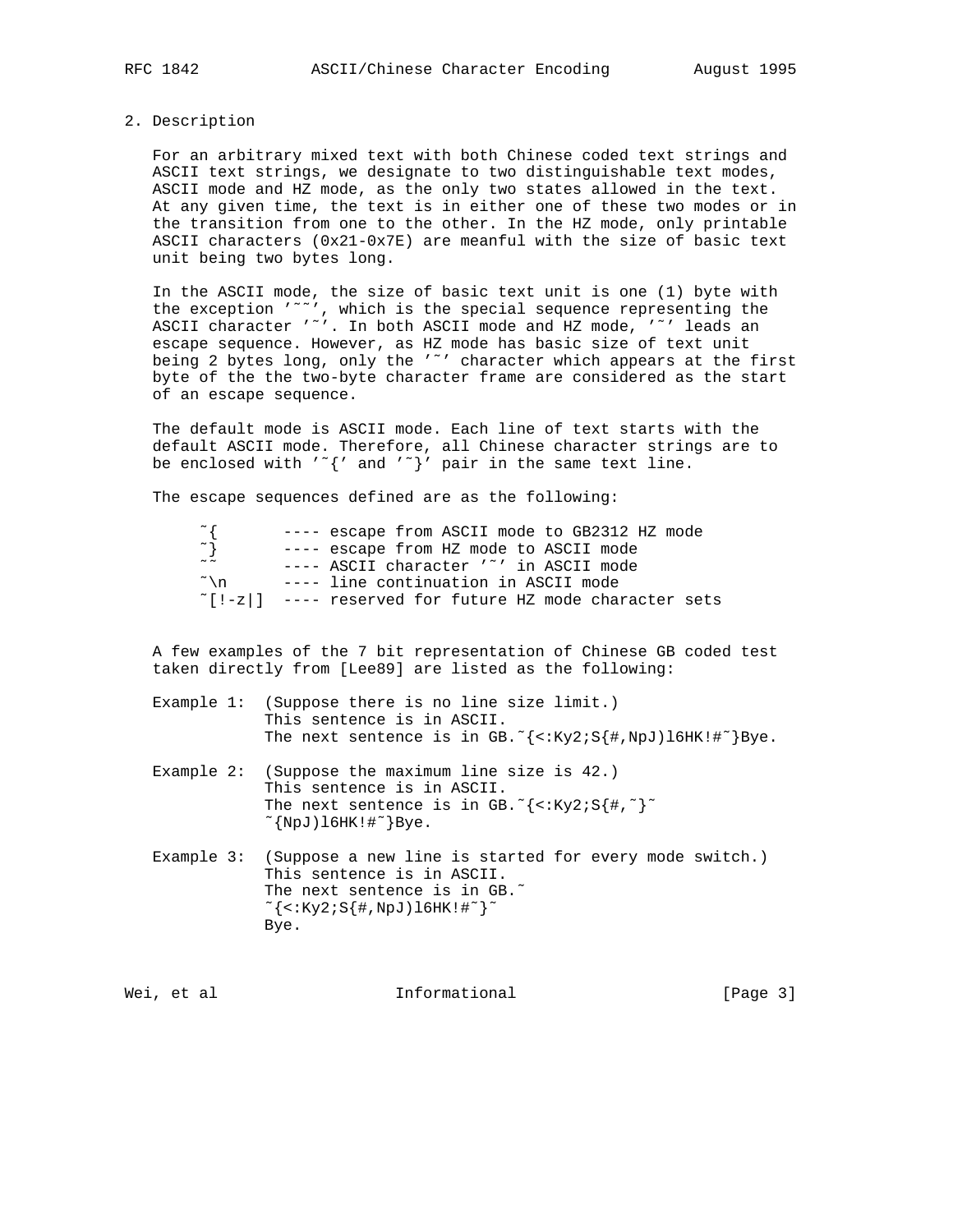## 2. Description

For an arbitrary mixed text with both Chinese coded text strings and ASCII text strings, we designate to two distinguishable text modes, ASCII mode and HZ mode, as the only two states allowed in the text. At any given time, the text is in either one of these two modes or in the transition from one to the other. In the HZ mode, only printable ASCII characters (0x21-0x7E) are meanful with the size of basic text unit being two bytes long.

In the ASCII mode, the size of basic text unit is one (1) byte with the exception '~~', which is the special sequence representing the ASCII character '~'. In both ASCII mode and HZ mode, '~' leads an escape sequence. However, as HZ mode has basic size of text unit being 2 bytes long, only the '~' character which appears at the first byte of the the two-byte character frame are considered as the start of an escape sequence.

The default mode is ASCII mode. Each line of text starts with the default ASCII mode. Therefore, all Chinese character strings are to be enclosed with '~{' and '~}' pair in the same text line.

The escape sequences defined are as the following:

```
~{        ---- escape from ASCII mode to GB2312 HZ mode
~}        ---- escape from HZ mode to ASCII mode
~~        ---- ASCII character '~' in ASCII mode
~\n       ---- line continuation in ASCII mode
~[!-z|]   ---- reserved for future HZ mode character sets
```

A few examples of the 7 bit representation of Chinese GB coded test taken directly from [Lee89] are listed as the following:

```
Example 1:  (Suppose there is no line size limit.)
            This sentence is in ASCII.
            The next sentence is in GB.~{<:Ky2;S{#,NpJ)l6HK!#~}Bye.

Example 2:  (Suppose the maximum line size is 42.)
            This sentence is in ASCII.
            The next sentence is in GB.~{<:Ky2;S{#,~}~
            ~{NpJ)l6HK!#~}Bye.

Example 3:  (Suppose a new line is started for every mode switch.)
            This sentence is in ASCII.
            The next sentence is in GB.~
            ~{<:Ky2;S{#,NpJ)l6HK!#~}~
            Bye.
```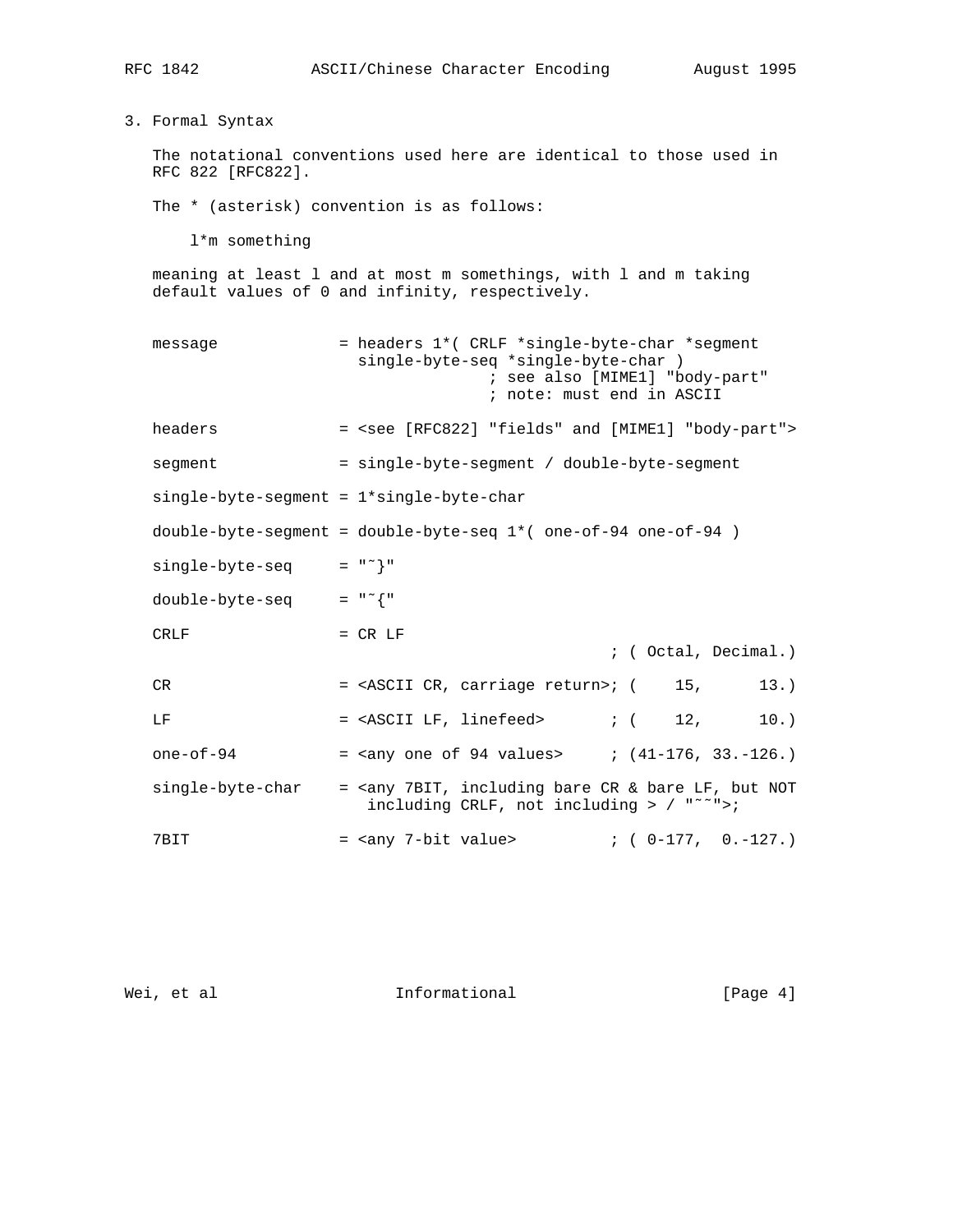## 3. Formal Syntax

The notational conventions used here are identical to those used in RFC 822 [RFC822].

The * (asterisk) convention is as follows:

```
    l*m something
```

meaning at least l and at most m somethings, with l and m taking default values of 0 and infinity, respectively.

```
message             = headers 1*( CRLF *single-byte-char *segment
                        single-byte-seq *single-byte-char )
                                    ; see also [MIME1] "body-part"
                                    ; note: must end in ASCII

headers             = <see [RFC822] "fields" and [MIME1] "body-part">

segment             = single-byte-segment / double-byte-segment

single-byte-segment = 1*single-byte-char

double-byte-segment = double-byte-seq 1*( one-of-94 one-of-94 )

single-byte-seq     = "~}"

double-byte-seq     = "~{"

CRLF                = CR LF
                                              ; ( Octal, Decimal.)

CR                  = <ASCII CR, carriage return>; (    15,      13.)

LF                  = <ASCII LF, linefeed>       ; (    12,      10.)

one-of-94           = <any one of 94 values>     ; (41-176, 33.-126.)

single-byte-char    = <any 7BIT, including bare CR & bare LF, but NOT
                         including CRLF, not including > / "~~">;

7BIT                = <any 7-bit value>          ; ( 0-177,  0.-127.)
```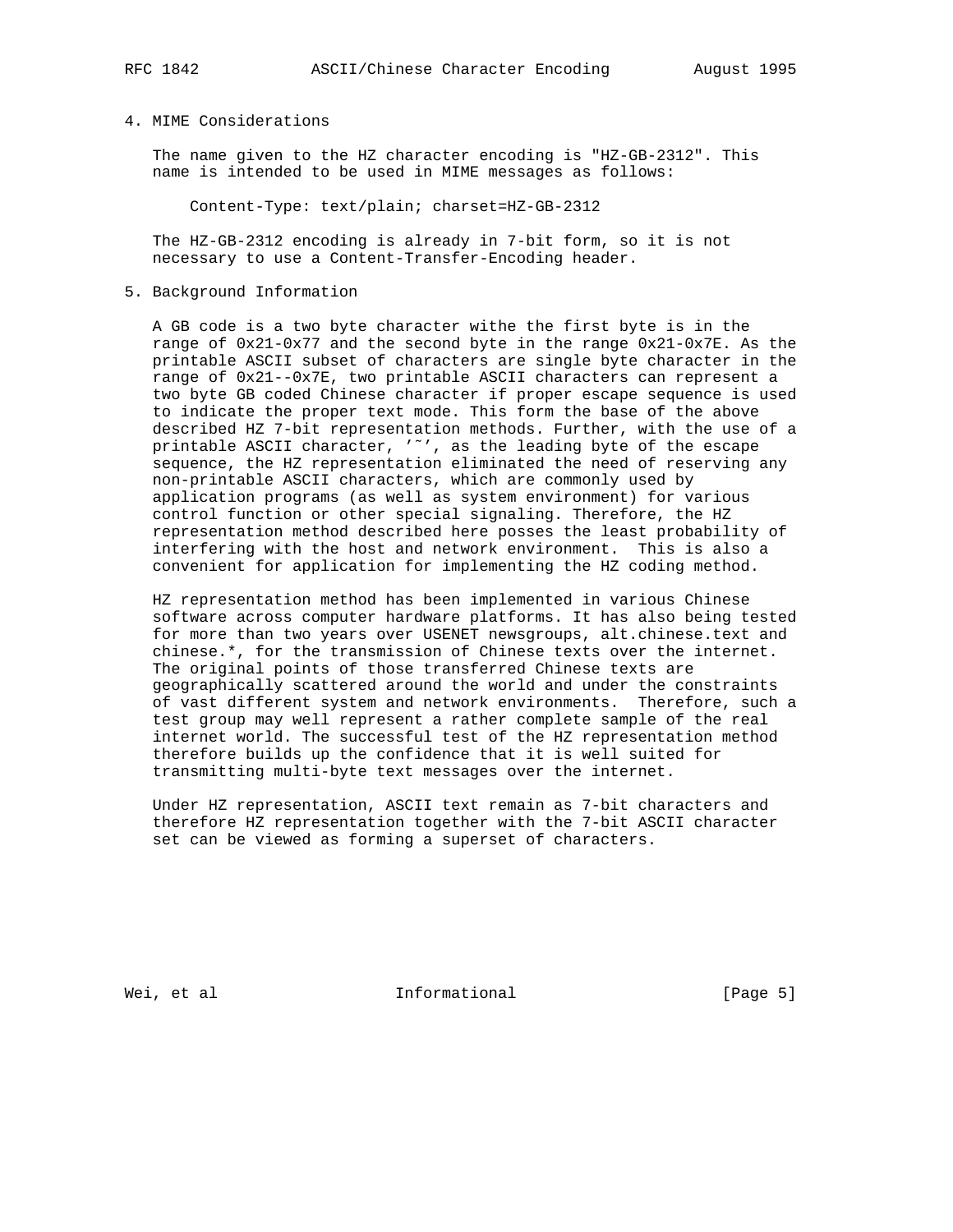## 4. MIME Considerations

The name given to the HZ character encoding is "HZ-GB-2312". This name is intended to be used in MIME messages as follows:

```
Content-Type: text/plain; charset=HZ-GB-2312
```

The HZ-GB-2312 encoding is already in 7-bit form, so it is not necessary to use a Content-Transfer-Encoding header.

## 5. Background Information

A GB code is a two byte character withe the first byte is in the range of 0x21-0x77 and the second byte in the range 0x21-0x7E. As the printable ASCII subset of characters are single byte character in the range of 0x21--0x7E, two printable ASCII characters can represent a two byte GB coded Chinese character if proper escape sequence is used to indicate the proper text mode. This form the base of the above described HZ 7-bit representation methods. Further, with the use of a printable ASCII character, '~', as the leading byte of the escape sequence, the HZ representation eliminated the need of reserving any non-printable ASCII characters, which are commonly used by application programs (as well as system environment) for various control function or other special signaling. Therefore, the HZ representation method described here posses the least probability of interfering with the host and network environment. This is also a convenient for application for implementing the HZ coding method.

HZ representation method has been implemented in various Chinese software across computer hardware platforms. It has also being tested for more than two years over USENET newsgroups, alt.chinese.text and chinese.*, for the transmission of Chinese texts over the internet. The original points of those transferred Chinese texts are geographically scattered around the world and under the constraints of vast different system and network environments. Therefore, such a test group may well represent a rather complete sample of the real internet world. The successful test of the HZ representation method therefore builds up the confidence that it is well suited for transmitting multi-byte text messages over the internet.

Under HZ representation, ASCII text remain as 7-bit characters and therefore HZ representation together with the 7-bit ASCII character set can be viewed as forming a superset of characters.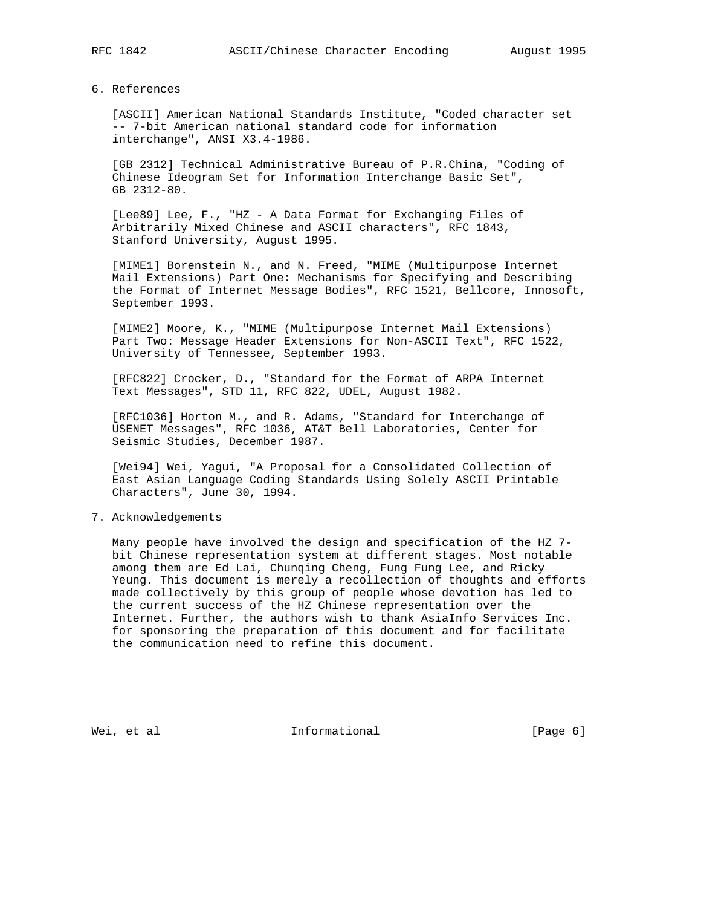## 6. References

[ASCII] American National Standards Institute, "Coded character set -- 7-bit American national standard code for information interchange", ANSI X3.4-1986.

[GB 2312] Technical Administrative Bureau of P.R.China, "Coding of Chinese Ideogram Set for Information Interchange Basic Set", GB 2312-80.

[Lee89] Lee, F., "HZ - A Data Format for Exchanging Files of Arbitrarily Mixed Chinese and ASCII characters", RFC 1843, Stanford University, August 1995.

[MIME1] Borenstein N., and N. Freed, "MIME (Multipurpose Internet Mail Extensions) Part One: Mechanisms for Specifying and Describing the Format of Internet Message Bodies", RFC 1521, Bellcore, Innosoft, September 1993.

[MIME2] Moore, K., "MIME (Multipurpose Internet Mail Extensions) Part Two: Message Header Extensions for Non-ASCII Text", RFC 1522, University of Tennessee, September 1993.

[RFC822] Crocker, D., "Standard for the Format of ARPA Internet Text Messages", STD 11, RFC 822, UDEL, August 1982.

[RFC1036] Horton M., and R. Adams, "Standard for Interchange of USENET Messages", RFC 1036, AT&T Bell Laboratories, Center for Seismic Studies, December 1987.

[Wei94] Wei, Yagui, "A Proposal for a Consolidated Collection of East Asian Language Coding Standards Using Solely ASCII Printable Characters", June 30, 1994.

## 7. Acknowledgements

Many people have involved the design and specification of the HZ 7-bit Chinese representation system at different stages. Most notable among them are Ed Lai, Chunqing Cheng, Fung Fung Lee, and Ricky Yeung. This document is merely a recollection of thoughts and efforts made collectively by this group of people whose devotion has led to the current success of the HZ Chinese representation over the Internet. Further, the authors wish to thank AsiaInfo Services Inc. for sponsoring the preparation of this document and for facilitate the communication need to refine this document.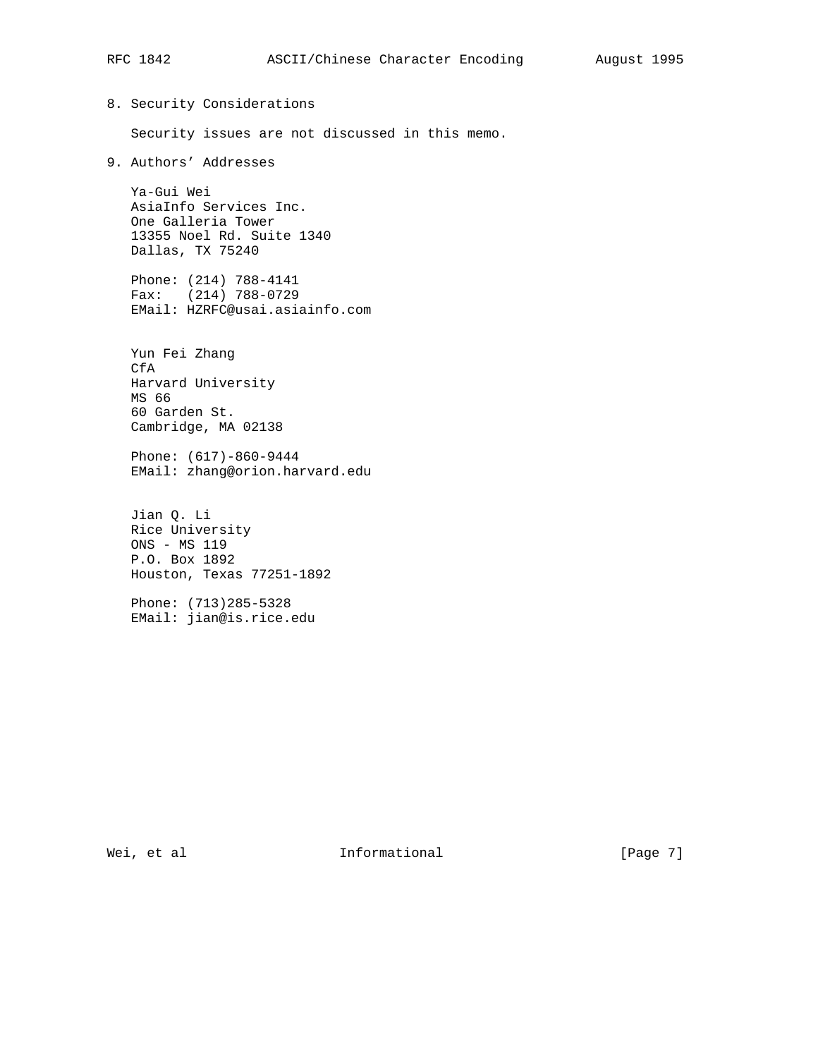## 8. Security Considerations

Security issues are not discussed in this memo.

## 9. Authors' Addresses

Ya-Gui Wei
AsiaInfo Services Inc.
One Galleria Tower
13355 Noel Rd. Suite 1340
Dallas, TX 75240

Phone: (214) 788-4141
Fax: (214) 788-0729
EMail: HZRFC@usai.asiainfo.com

Yun Fei Zhang
CfA
Harvard University
MS 66
60 Garden St.
Cambridge, MA 02138

Phone: (617)-860-9444
EMail: zhang@orion.harvard.edu

Jian Q. Li
Rice University
ONS - MS 119
P.O. Box 1892
Houston, Texas 77251-1892

Phone: (713)285-5328
EMail: jian@is.rice.edu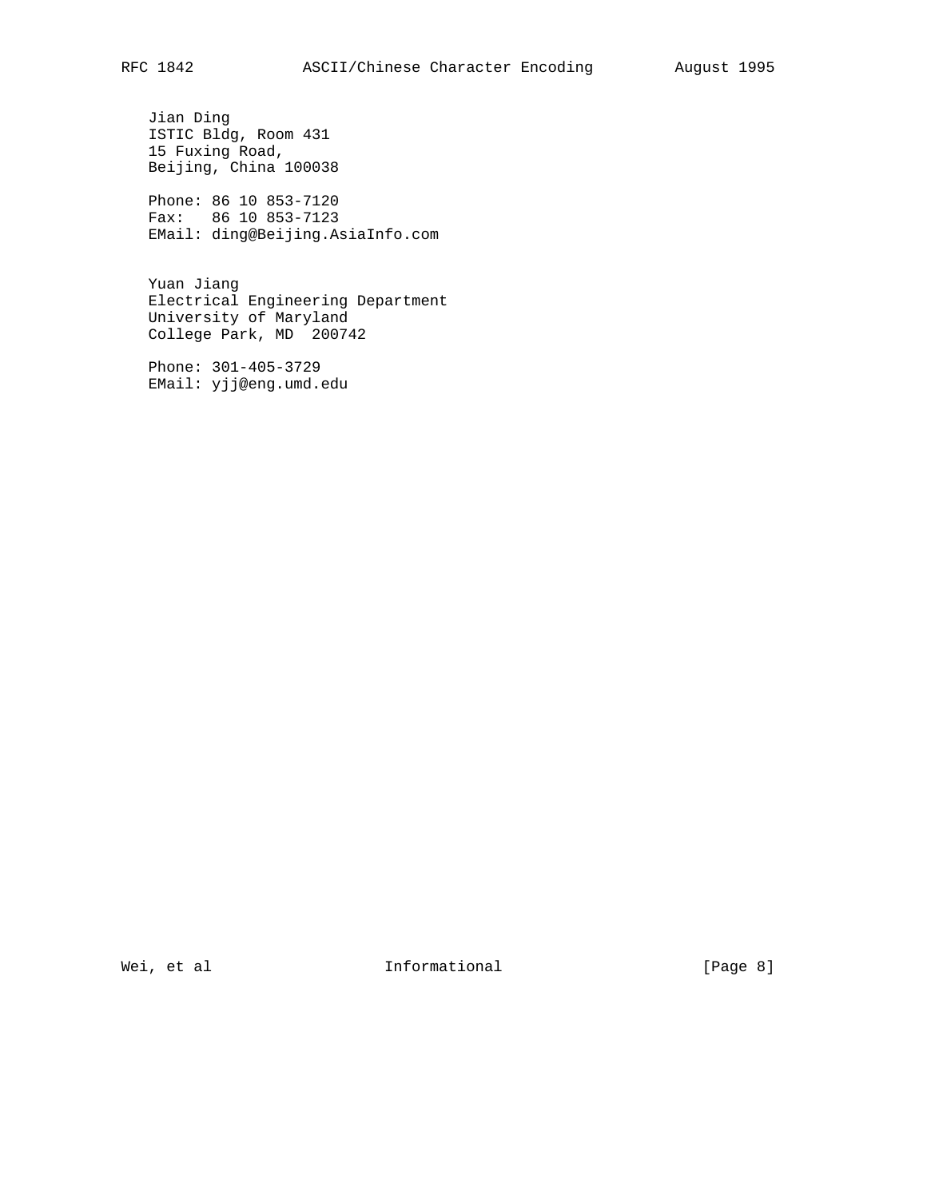Jian Ding
ISTIC Bldg, Room 431
15 Fuxing Road,
Beijing, China 100038

Phone: 86 10 853-7120
Fax: 86 10 853-7123
EMail: ding@Beijing.AsiaInfo.com

Yuan Jiang
Electrical Engineering Department
University of Maryland
College Park, MD 200742

Phone: 301-405-3729
EMail: yjj@eng.umd.edu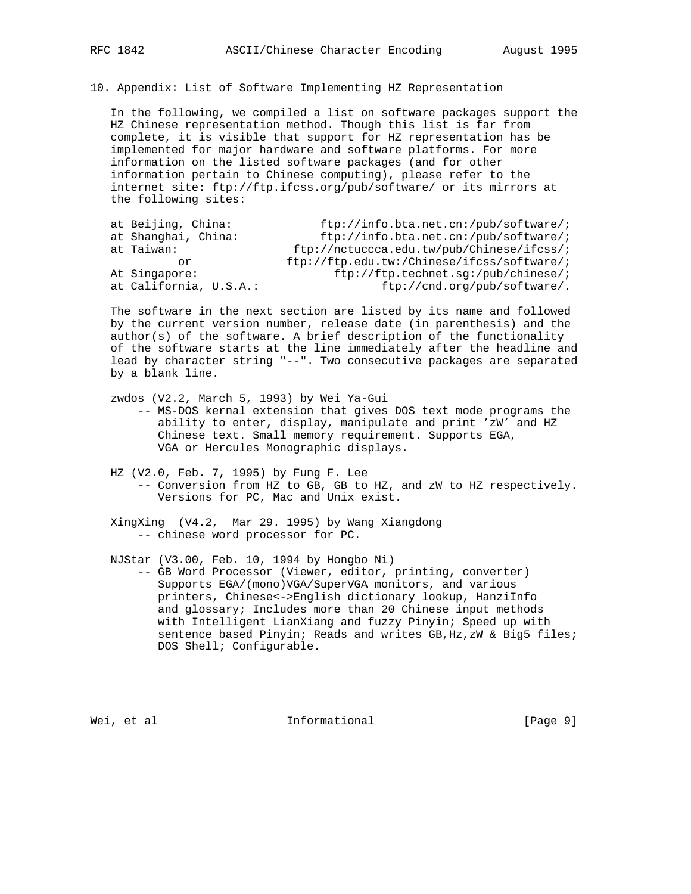## 10. Appendix: List of Software Implementing HZ Representation

In the following, we compiled a list on software packages support the HZ Chinese representation method. Though this list is far from complete, it is visible that support for HZ representation has be implemented for major hardware and software platforms. For more information on the listed software packages (and for other information pertain to Chinese computing), please refer to the internet site: ftp://ftp.ifcss.org/pub/software/ or its mirrors at the following sites:

```
at Beijing, China:             ftp://info.bta.net.cn:/pub/software/;
at Shanghai, China:            ftp://info.bta.net.cn:/pub/software/;
at Taiwan:                 ftp://nctuccca.edu.tw/pub/Chinese/ifcss/;
        or                ftp://ftp.edu.tw:/Chinese/ifcss/software/;
At Singapore:                    ftp://ftp.technet.sg:/pub/chinese/;
at California, U.S.A.:                  ftp://cnd.org/pub/software/.
```

The software in the next section are listed by its name and followed by the current version number, release date (in parenthesis) and the author(s) of the software. A brief description of the functionality of the software starts at the line immediately after the headline and lead by character string "--". Two consecutive packages are separated by a blank line.

zwdos (V2.2, March 5, 1993) by Wei Ya-Gui
-- MS-DOS kernal extension that gives DOS text mode programs the ability to enter, display, manipulate and print 'zW' and HZ Chinese text. Small memory requirement. Supports EGA, VGA or Hercules Monographic displays.

HZ (V2.0, Feb. 7, 1995) by Fung F. Lee
-- Conversion from HZ to GB, GB to HZ, and zW to HZ respectively. Versions for PC, Mac and Unix exist.

XingXing (V4.2, Mar 29. 1995) by Wang Xiangdong
-- chinese word processor for PC.

NJStar (V3.00, Feb. 10, 1994 by Hongbo Ni)
-- GB Word Processor (Viewer, editor, printing, converter) Supports EGA/(mono)VGA/SuperVGA monitors, and various printers, Chinese<->English dictionary lookup, HanziInfo and glossary; Includes more than 20 Chinese input methods with Intelligent LianXiang and fuzzy Pinyin; Speed up with sentence based Pinyin; Reads and writes GB,Hz,zW & Big5 files; DOS Shell; Configurable.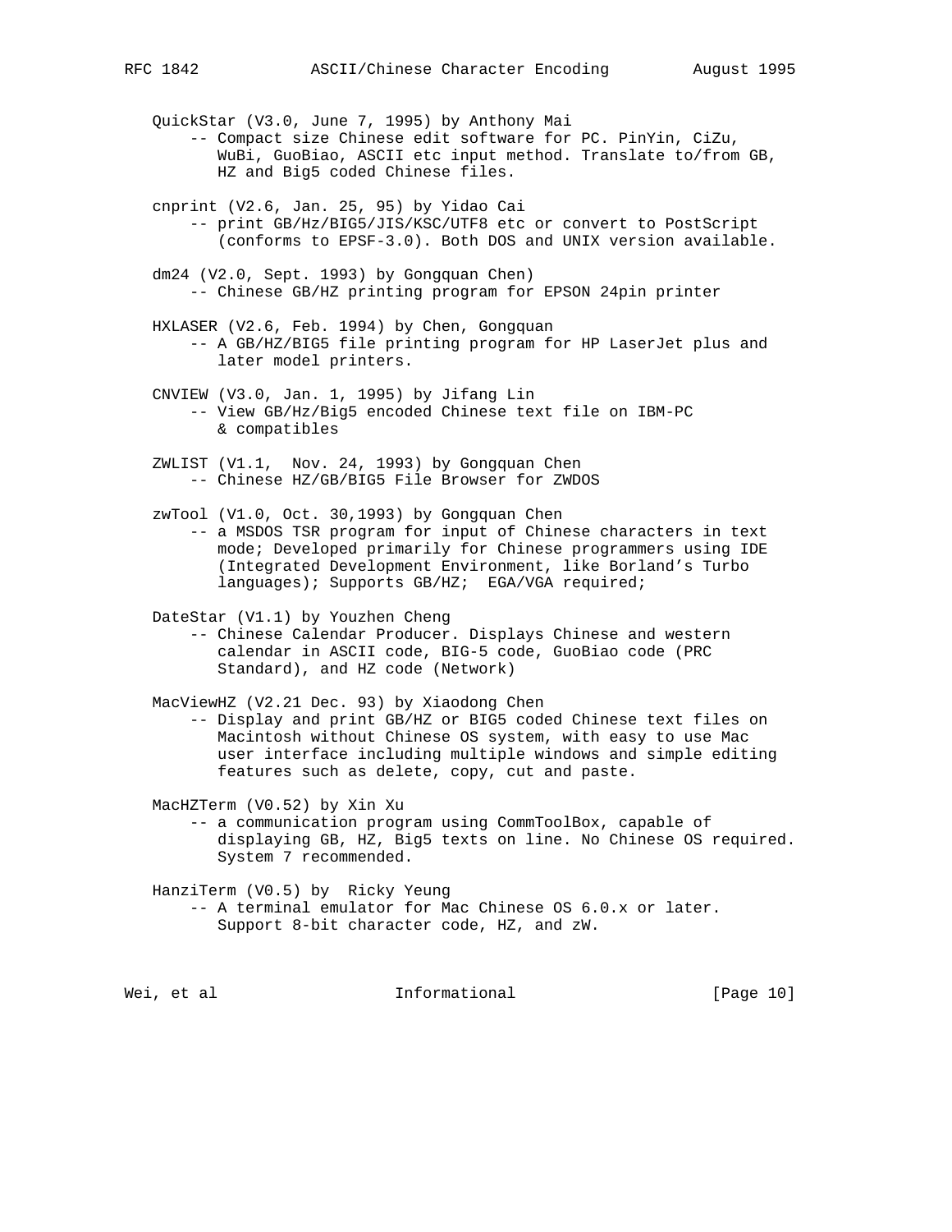QuickStar (V3.0, June 7, 1995) by Anthony Mai
-- Compact size Chinese edit software for PC. PinYin, CiZu, WuBi, GuoBiao, ASCII etc input method. Translate to/from GB, HZ and Big5 coded Chinese files.

cnprint (V2.6, Jan. 25, 95) by Yidao Cai
-- print GB/Hz/BIG5/JIS/KSC/UTF8 etc or convert to PostScript (conforms to EPSF-3.0). Both DOS and UNIX version available.

dm24 (V2.0, Sept. 1993) by Gongquan Chen)
-- Chinese GB/HZ printing program for EPSON 24pin printer

HXLASER (V2.6, Feb. 1994) by Chen, Gongquan
-- A GB/HZ/BIG5 file printing program for HP LaserJet plus and later model printers.

CNVIEW (V3.0, Jan. 1, 1995) by Jifang Lin
-- View GB/Hz/Big5 encoded Chinese text file on IBM-PC & compatibles

ZWLIST (V1.1, Nov. 24, 1993) by Gongquan Chen
-- Chinese HZ/GB/BIG5 File Browser for ZWDOS

zwTool (V1.0, Oct. 30,1993) by Gongquan Chen
-- a MSDOS TSR program for input of Chinese characters in text mode; Developed primarily for Chinese programmers using IDE (Integrated Development Environment, like Borland's Turbo languages); Supports GB/HZ; EGA/VGA required;

DateStar (V1.1) by Youzhen Cheng
-- Chinese Calendar Producer. Displays Chinese and western calendar in ASCII code, BIG-5 code, GuoBiao code (PRC Standard), and HZ code (Network)

MacViewHZ (V2.21 Dec. 93) by Xiaodong Chen
-- Display and print GB/HZ or BIG5 coded Chinese text files on Macintosh without Chinese OS system, with easy to use Mac user interface including multiple windows and simple editing features such as delete, copy, cut and paste.

MacHZTerm (V0.52) by Xin Xu
-- a communication program using CommToolBox, capable of displaying GB, HZ, Big5 texts on line. No Chinese OS required. System 7 recommended.

HanziTerm (V0.5) by Ricky Yeung
-- A terminal emulator for Mac Chinese OS 6.0.x or later. Support 8-bit character code, HZ, and zW.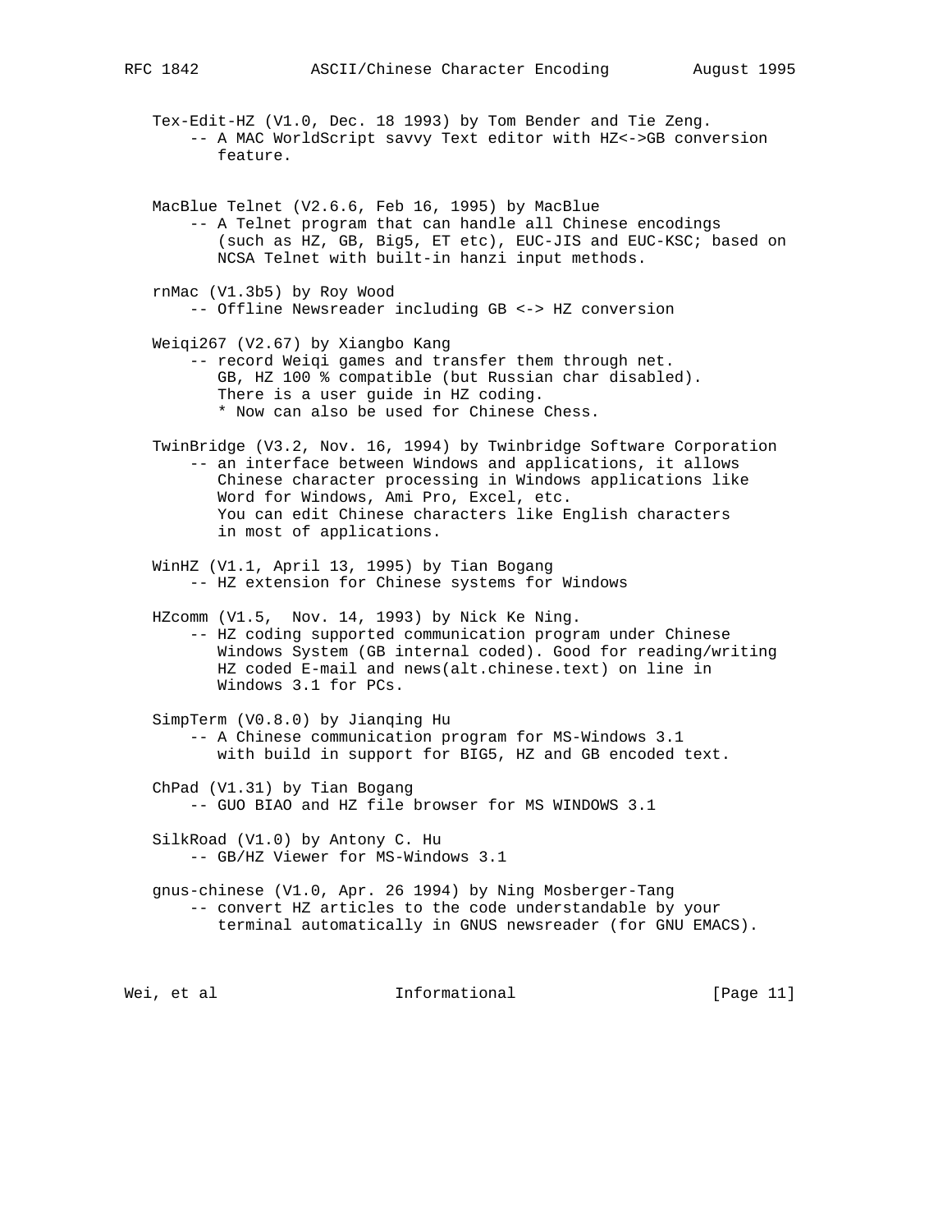Tex-Edit-HZ (V1.0, Dec. 18 1993) by Tom Bender and Tie Zeng.
    -- A MAC WorldScript savvy Text editor with HZ<->GB conversion
       feature.

MacBlue Telnet (V2.6.6, Feb 16, 1995) by MacBlue
    -- A Telnet program that can handle all Chinese encodings
       (such as HZ, GB, Big5, ET etc), EUC-JIS and EUC-KSC; based on
       NCSA Telnet with built-in hanzi input methods.

rnMac (V1.3b5) by Roy Wood
    -- Offline Newsreader including GB <-> HZ conversion

Weiqi267 (V2.67) by Xiangbo Kang
    -- record Weiqi games and transfer them through net.
       GB, HZ 100 % compatible (but Russian char disabled).
       There is a user guide in HZ coding.
       * Now can also be used for Chinese Chess.

TwinBridge (V3.2, Nov. 16, 1994) by Twinbridge Software Corporation
    -- an interface between Windows and applications, it allows
       Chinese character processing in Windows applications like
       Word for Windows, Ami Pro, Excel, etc.
       You can edit Chinese characters like English characters
       in most of applications.

WinHZ (V1.1, April 13, 1995) by Tian Bogang
    -- HZ extension for Chinese systems for Windows

HZcomm (V1.5,  Nov. 14, 1993) by Nick Ke Ning.
    -- HZ coding supported communication program under Chinese
       Windows System (GB internal coded). Good for reading/writing
       HZ coded E-mail and news(alt.chinese.text) on line in
       Windows 3.1 for PCs.

SimpTerm (V0.8.0) by Jianqing Hu
    -- A Chinese communication program for MS-Windows 3.1
       with build in support for BIG5, HZ and GB encoded text.

ChPad (V1.31) by Tian Bogang
    -- GUO BIAO and HZ file browser for MS WINDOWS 3.1

SilkRoad (V1.0) by Antony C. Hu
    -- GB/HZ Viewer for MS-Windows 3.1

gnus-chinese (V1.0, Apr. 26 1994) by Ning Mosberger-Tang
    -- convert HZ articles to the code understandable by your
       terminal automatically in GNUS newsreader (for GNU EMACS).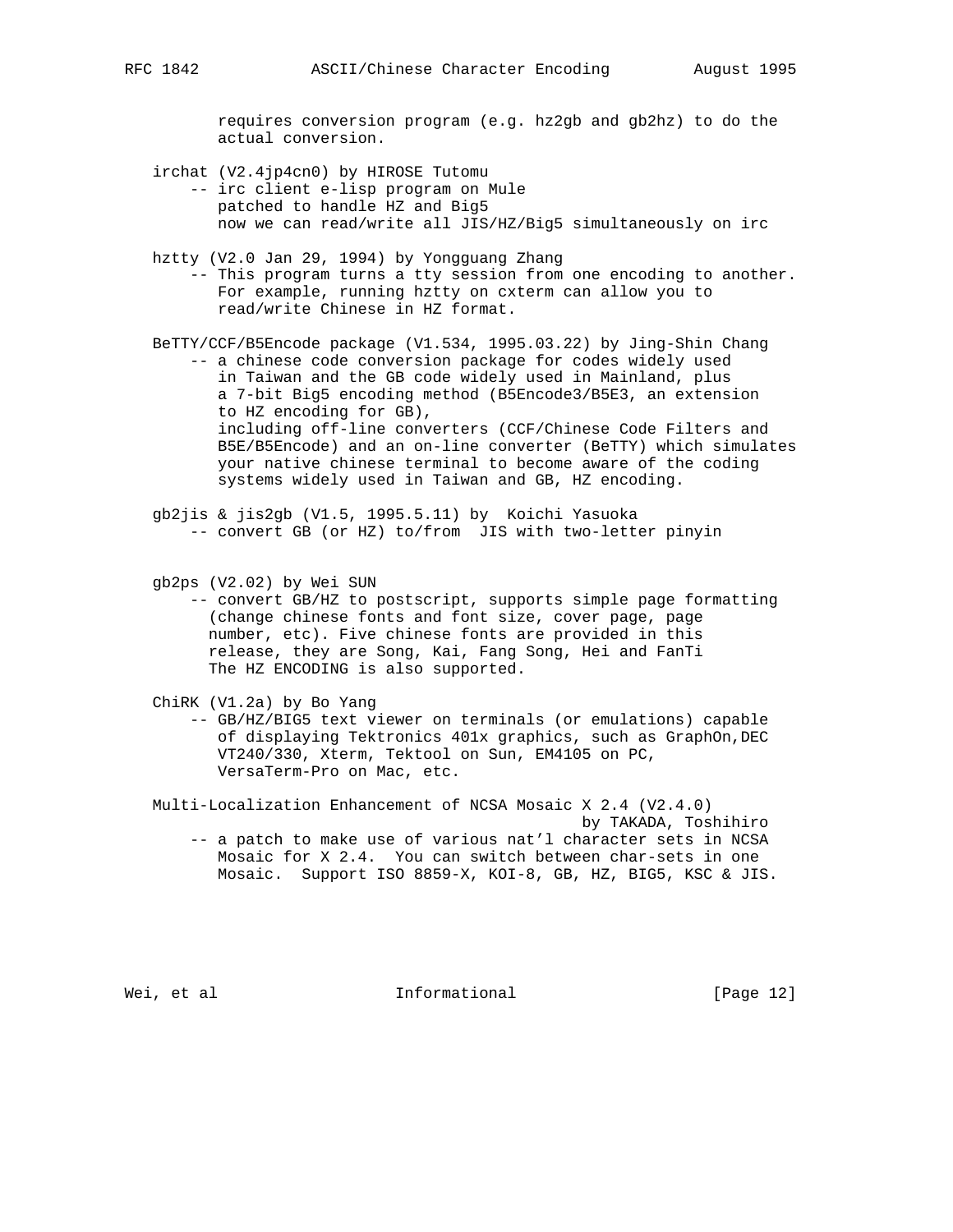requires conversion program (e.g. hz2gb and gb2hz) to do the actual conversion.

irchat (V2.4jp4cn0) by HIROSE Tutomu
-- irc client e-lisp program on Mule patched to handle HZ and Big5 now we can read/write all JIS/HZ/Big5 simultaneously on irc

hztty (V2.0 Jan 29, 1994) by Yongguang Zhang
-- This program turns a tty session from one encoding to another. For example, running hztty on cxterm can allow you to read/write Chinese in HZ format.

BeTTY/CCF/B5Encode package (V1.534, 1995.03.22) by Jing-Shin Chang
-- a chinese code conversion package for codes widely used in Taiwan and the GB code widely used in Mainland, plus a 7-bit Big5 encoding method (B5Encode3/B5E3, an extension to HZ encoding for GB), including off-line converters (CCF/Chinese Code Filters and B5E/B5Encode) and an on-line converter (BeTTY) which simulates your native chinese terminal to become aware of the coding systems widely used in Taiwan and GB, HZ encoding.

gb2jis & jis2gb (V1.5, 1995.5.11) by Koichi Yasuoka
-- convert GB (or HZ) to/from JIS with two-letter pinyin

gb2ps (V2.02) by Wei SUN
-- convert GB/HZ to postscript, supports simple page formatting (change chinese fonts and font size, cover page, page number, etc). Five chinese fonts are provided in this release, they are Song, Kai, Fang Song, Hei and FanTi The HZ ENCODING is also supported.

ChiRK (V1.2a) by Bo Yang
-- GB/HZ/BIG5 text viewer on terminals (or emulations) capable of displaying Tektronics 401x graphics, such as GraphOn,DEC VT240/330, Xterm, Tektool on Sun, EM4105 on PC, VersaTerm-Pro on Mac, etc.

Multi-Localization Enhancement of NCSA Mosaic X 2.4 (V2.4.0) by TAKADA, Toshihiro
-- a patch to make use of various nat’l character sets in NCSA Mosaic for X 2.4. You can switch between char-sets in one Mosaic. Support ISO 8859-X, KOI-8, GB, HZ, BIG5, KSC & JIS.